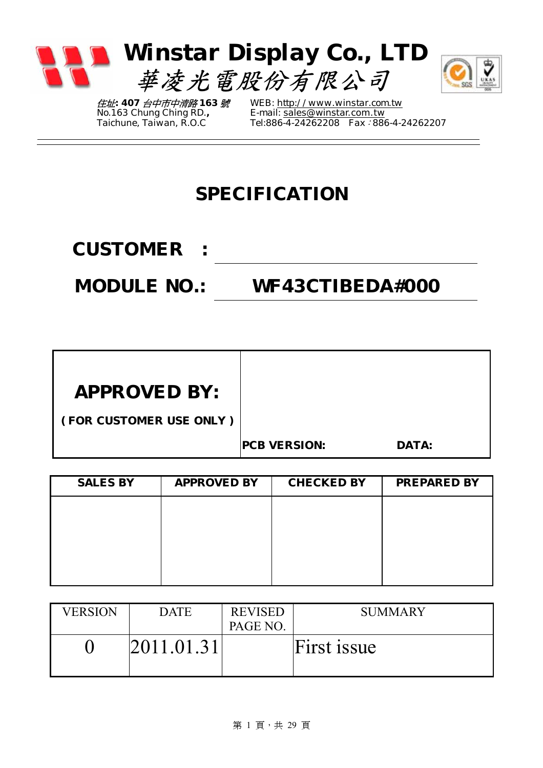# Winstar Display Co., LTD

## 華凌光電股份有限公司

住址: 407 台中市中清路 163 號
No.163 Chung Ching RD.,
Taichune, Taiwan, R.O.C

WEB: http://www.winstar.com.tw
E-mail: sales@winstar.com.tw
Tel:886-4-24262208 Fax：886-4-24262207

# SPECIFICATION

**CUSTOMER :** ______________________

**MODULE NO.: WF43CTIBEDA#000**

| **APPROVED BY:**<br>**( FOR CUSTOMER USE ONLY )** | **PCB VERSION:** **DATA:** |
|---|---|

| SALES BY | APPROVED BY | CHECKED BY | PREPARED BY |
|---|---|---|---|
| | | | |

| VERSION | DATE | REVISED PAGE NO. | SUMMARY |
|---|---|---|---|
| 0 | 2011.01.31 | | First issue |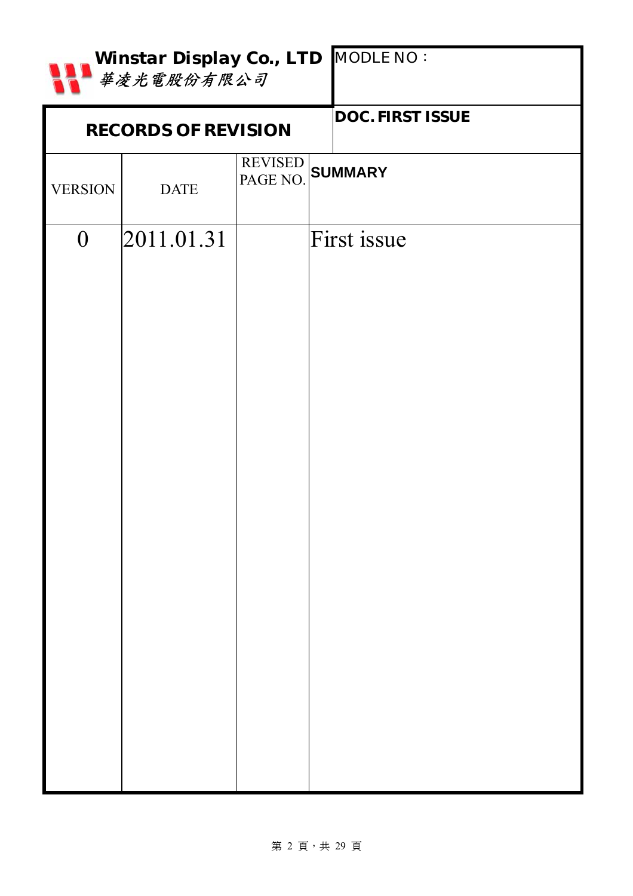**Winstar Display Co., LTD**
華凌光電股份有限公司

| MODLE NO： |
|---|
| |

## RECORDS OF REVISION

| DOC. FIRST ISSUE |
|---|
| |

| VERSION | DATE | REVISED PAGE NO. | SUMMARY |
|---|---|---|---|
| 0 | 2011.01.31 | | First issue |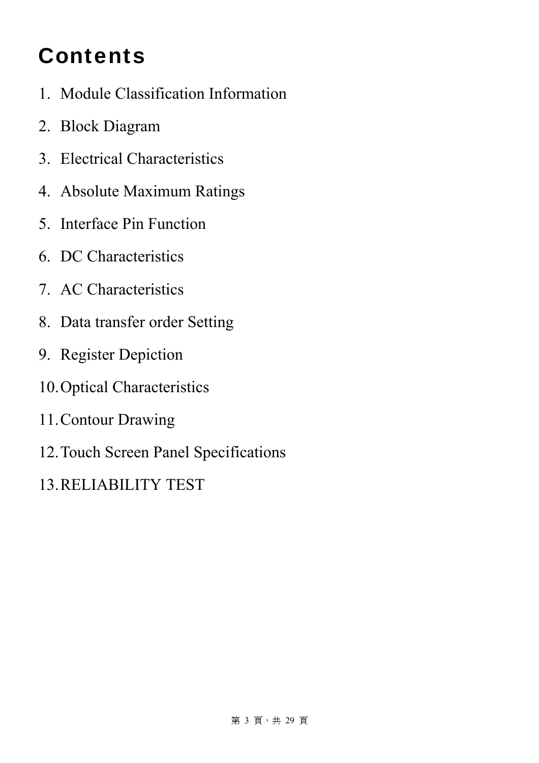# Contents

1. Module Classification Information
2. Block Diagram
3. Electrical Characteristics
4. Absolute Maximum Ratings
5. Interface Pin Function
6. DC Characteristics
7. AC Characteristics
8. Data transfer order Setting
9. Register Depiction
10. Optical Characteristics
11. Contour Drawing
12. Touch Screen Panel Specifications
13. RELIABILITY TEST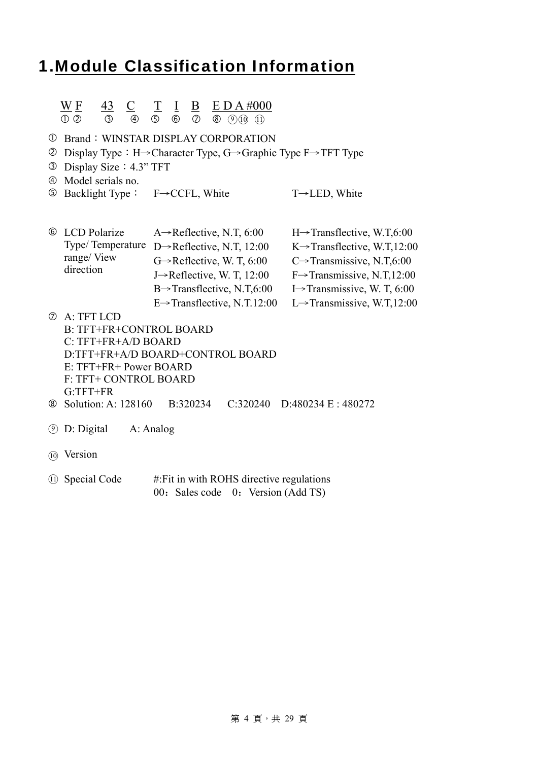# 1.Module Classification Information

W F　43　C　T　I　B　E D A #000
① ②　③　④　⑤　⑥　⑦　⑧　⑨⑩　⑪

① Brand：WINSTAR DISPLAY CORPORATION

② Display Type：H→Character Type, G→Graphic Type F→TFT Type

③ Display Size：4.3" TFT

④ Model serials no.

⑤ Backlight Type：　F→CCFL, White　　T→LED, White

⑥ LCD Polarize Type/ Temperature range/ View direction

| | |
|---|---|
| A→Reflective, N.T, 6:00 | H→Transflective, W.T,6:00 |
| D→Reflective, N.T, 12:00 | K→Transflective, W.T,12:00 |
| G→Reflective, W. T, 6:00 | C→Transmissive, N.T,6:00 |
| J→Reflective, W. T, 12:00 | F→Transmissive, N.T,12:00 |
| B→Transflective, N.T,6:00 | I→Transmissive, W. T, 6:00 |
| E→Transflective, N.T.12:00 | L→Transmissive, W.T,12:00 |

⑦ A: TFT LCD
B: TFT+FR+CONTROL BOARD
C: TFT+FR+A/D BOARD
D:TFT+FR+A/D BOARD+CONTROL BOARD
E: TFT+FR+ Power BOARD
F: TFT+ CONTROL BOARD
G:TFT+FR

⑧ Solution: A: 128160　B:320234　C:320240　D:480234 E : 480272

⑨ D: Digital　A: Analog

⑩ Version

⑪ Special Code　#:Fit in with ROHS directive regulations
00：Sales code　0：Version (Add TS)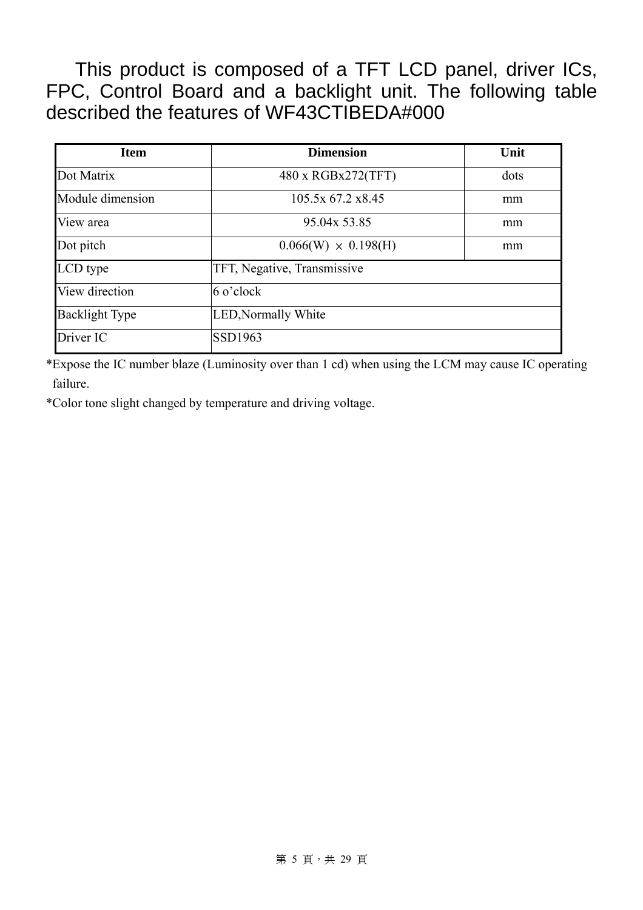This product is composed of a TFT LCD panel, driver ICs, FPC, Control Board and a backlight unit. The following table described the features of WF43CTIBEDA#000

| Item | Dimension | Unit |
|---|---|---|
| Dot Matrix | 480 x RGBx272(TFT) | dots |
| Module dimension | 105.5x 67.2 x8.45 | mm |
| View area | 95.04x 53.85 | mm |
| Dot pitch | 0.066(W) × 0.198(H) | mm |
| LCD type | TFT, Negative, Transmissive | |
| View direction | 6 o'clock | |
| Backlight Type | LED,Normally White | |
| Driver IC | SSD1963 | |

*Expose the IC number blaze (Luminosity over than 1 cd) when using the LCM may cause IC operating failure.

*Color tone slight changed by temperature and driving voltage.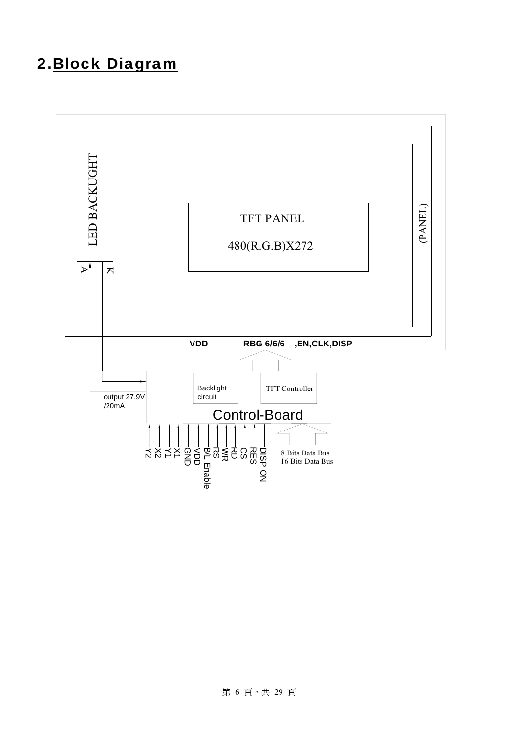## 2.Block Diagram

LED BACKUGHT

A

K

TFT PANEL

480(R.G.B)X272

(PANEL)

**VDD** **RBG 6/6/6 ,EN,CLK,DISP**

Backlight circuit

TFT Controller

output 27.9V /20mA

Control-Board

Y2
X2
Y1
X1
GND
VDD
B/L Enable
RS
WR
RD
CS
RES
DISP ON

8 Bits Data Bus
16 Bits Data Bus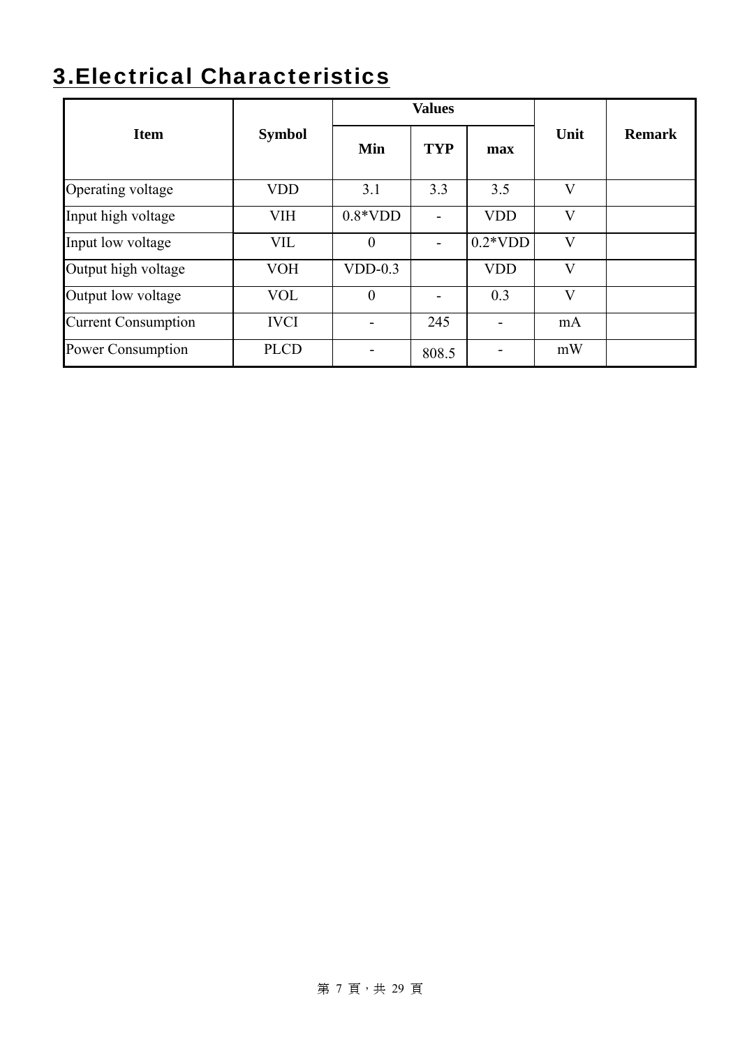# 3.Electrical Characteristics

| Item | Symbol | Values | | | Unit | Remark |
|---|---|---|---|---|---|---|
| | | Min | TYP | max | | |
| Operating voltage | VDD | 3.1 | 3.3 | 3.5 | V | |
| Input high voltage | VIH | 0.8*VDD | - | VDD | V | |
| Input low voltage | VIL | 0 | - | 0.2*VDD | V | |
| Output high voltage | VOH | VDD-0.3 | | VDD | V | |
| Output low voltage | VOL | 0 | - | 0.3 | V | |
| Current Consumption | IVCI | - | 245 | - | mA | |
| Power Consumption | PLCD | - | 808.5 | - | mW | |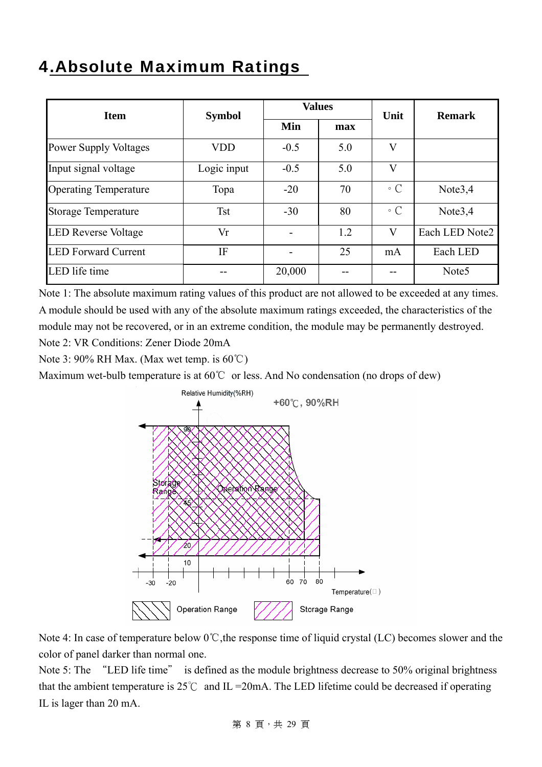# 4.Absolute Maximum Ratings

| Item | Symbol | Values | | Unit | Remark |
|---|---|---|---|---|---|
| | | Min | max | | |
| Power Supply Voltages | VDD | -0.5 | 5.0 | V | |
| Input signal voltage | Logic input | -0.5 | 5.0 | V | |
| Operating Temperature | Topa | -20 | 70 | ◦C | Note3,4 |
| Storage Temperature | Tst | -30 | 80 | ◦C | Note3,4 |
| LED Reverse Voltage | Vr | - | 1.2 | V | Each LED Note2 |
| LED Forward Current | IF | - | 25 | mA | Each LED |
| LED life time | -- | 20,000 | -- | -- | Note5 |

Note 1: The absolute maximum rating values of this product are not allowed to be exceeded at any times. A module should be used with any of the absolute maximum ratings exceeded, the characteristics of the module may not be recovered, or in an extreme condition, the module may be permanently destroyed.

Note 2: VR Conditions: Zener Diode 20mA

Note 3: 90% RH Max. (Max wet temp. is 60℃)

Maximum wet-bulb temperature is at 60℃ or less. And No condensation (no drops of dew)

Note 4: In case of temperature below 0℃,the response time of liquid crystal (LC) becomes slower and the color of panel darker than normal one.

Note 5: The "LED life time" is defined as the module brightness decrease to 50% original brightness that the ambient temperature is 25℃ and IL =20mA. The LED lifetime could be decreased if operating IL is lager than 20 mA.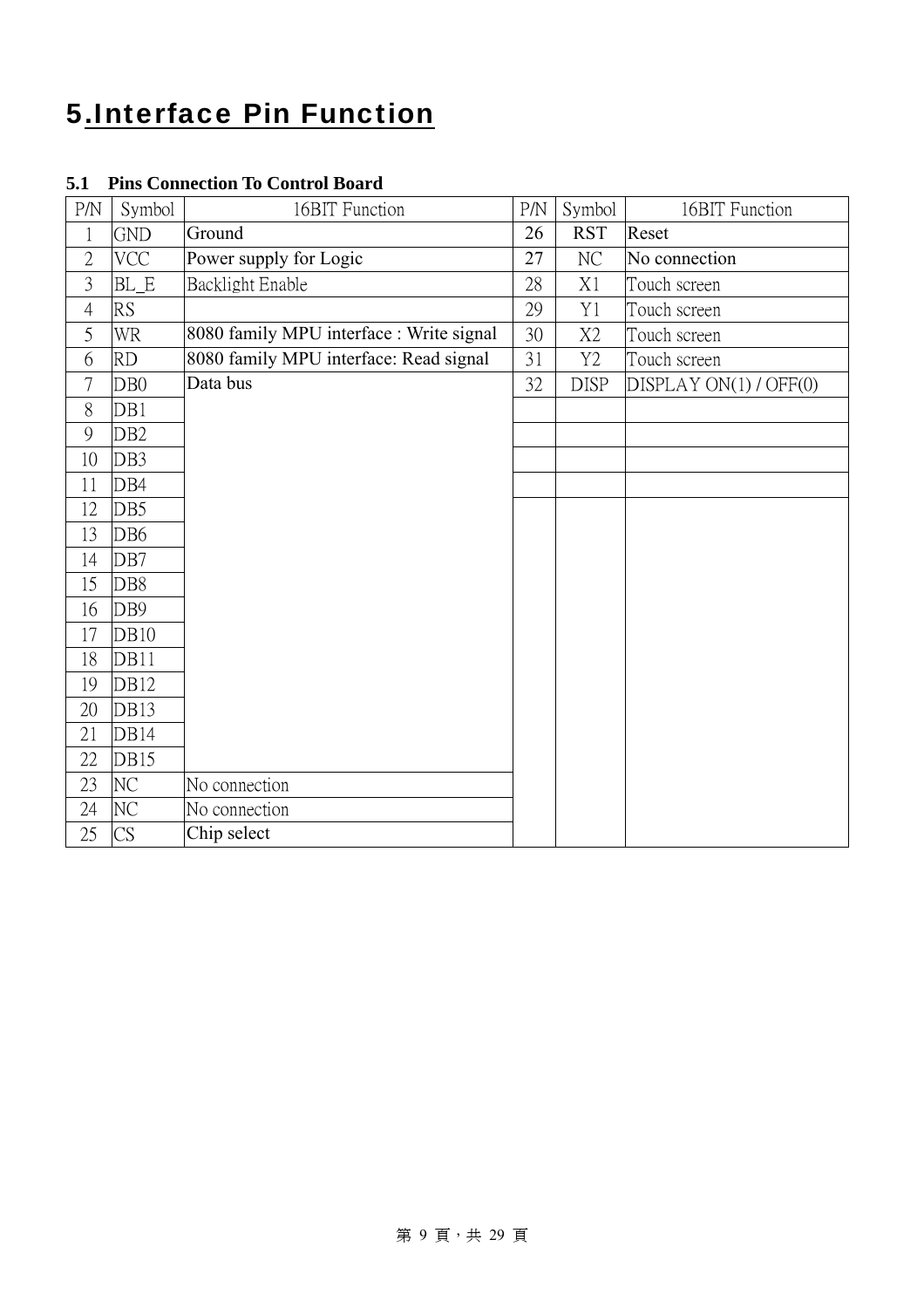# 5.Interface Pin Function

### 5.1 Pins Connection To Control Board

| P/N | Symbol | 16BIT Function | P/N | Symbol | 16BIT Function |
|---|---|---|---|---|---|
| 1 | GND | Ground | 26 | RST | Reset |
| 2 | VCC | Power supply for Logic | 27 | NC | No connection |
| 3 | BL_E | Backlight Enable | 28 | X1 | Touch screen |
| 4 | RS | | 29 | Y1 | Touch screen |
| 5 | WR | 8080 family MPU interface : Write signal | 30 | X2 | Touch screen |
| 6 | RD | 8080 family MPU interface: Read signal | 31 | Y2 | Touch screen |
| 7 | DB0 | Data bus | 32 | DISP | DISPLAY ON(1) / OFF(0) |
| 8 | DB1 | | | | |
| 9 | DB2 | | | | |
| 10 | DB3 | | | | |
| 11 | DB4 | | | | |
| 12 | DB5 | | | | |
| 13 | DB6 | | | | |
| 14 | DB7 | | | | |
| 15 | DB8 | | | | |
| 16 | DB9 | | | | |
| 17 | DB10 | | | | |
| 18 | DB11 | | | | |
| 19 | DB12 | | | | |
| 20 | DB13 | | | | |
| 21 | DB14 | | | | |
| 22 | DB15 | | | | |
| 23 | NC | No connection | | | |
| 24 | NC | No connection | | | |
| 25 | CS | Chip select | | | |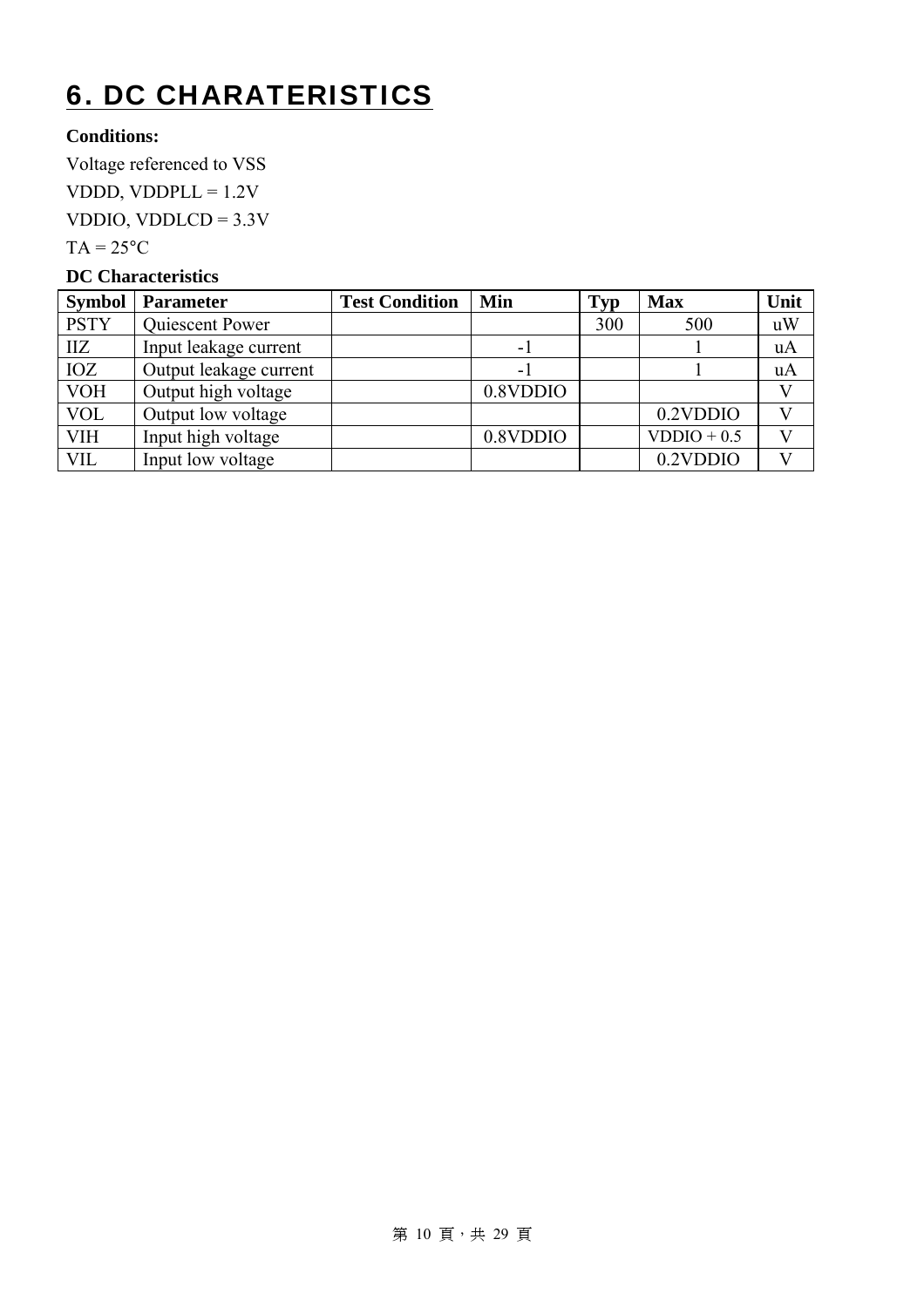# 6. DC CHARATERISTICS

**Conditions:**

Voltage referenced to VSS

VDDD, VDDPLL = 1.2V

VDDIO, VDDLCD = 3.3V

TA = 25°C

**DC Characteristics**

| Symbol | Parameter | Test Condition | Min | Typ | Max | Unit |
|---|---|---|---|---|---|---|
| PSTY | Quiescent Power | | | 300 | 500 | uW |
| IIZ | Input leakage current | | -1 | | 1 | uA |
| IOZ | Output leakage current | | -1 | | 1 | uA |
| VOH | Output high voltage | | 0.8VDDIO | | | V |
| VOL | Output low voltage | | | | 0.2VDDIO | V |
| VIH | Input high voltage | | 0.8VDDIO | | VDDIO + 0.5 | V |
| VIL | Input low voltage | | | | 0.2VDDIO | V |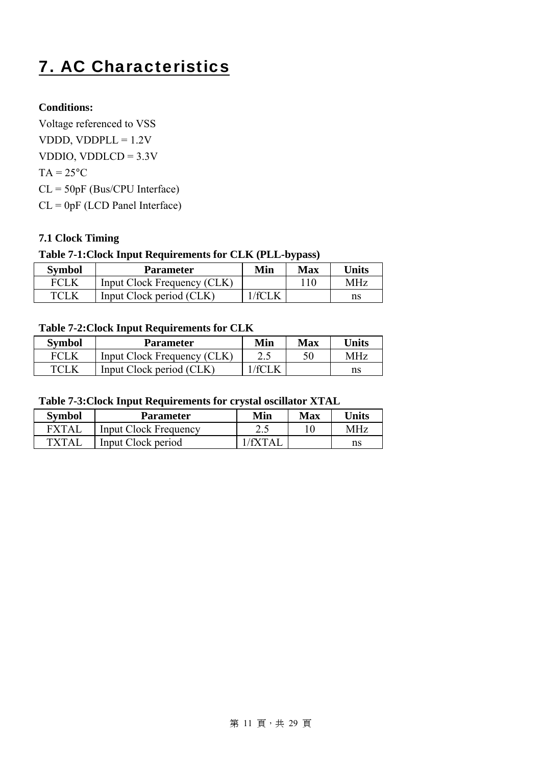# 7. AC Characteristics

**Conditions:**

Voltage referenced to VSS

VDDD, VDDPLL = 1.2V

VDDIO, VDDLCD = 3.3V

TA = 25°C

CL = 50pF (Bus/CPU Interface)

CL = 0pF (LCD Panel Interface)

### 7.1 Clock Timing

**Table 7-1:Clock Input Requirements for CLK (PLL-bypass)**

| Symbol | Parameter | Min | Max | Units |
|---|---|---|---|---|
| FCLK | Input Clock Frequency (CLK) | | 110 | MHz |
| TCLK | Input Clock period (CLK) | 1/fCLK | | ns |

**Table 7-2:Clock Input Requirements for CLK**

| Symbol | Parameter | Min | Max | Units |
|---|---|---|---|---|
| FCLK | Input Clock Frequency (CLK) | 2.5 | 50 | MHz |
| TCLK | Input Clock period (CLK) | 1/fCLK | | ns |

**Table 7-3:Clock Input Requirements for crystal oscillator XTAL**

| Symbol | Parameter | Min | Max | Units |
|---|---|---|---|---|
| FXTAL | Input Clock Frequency | 2.5 | 10 | MHz |
| TXTAL | Input Clock period | 1/fXTAL | | ns |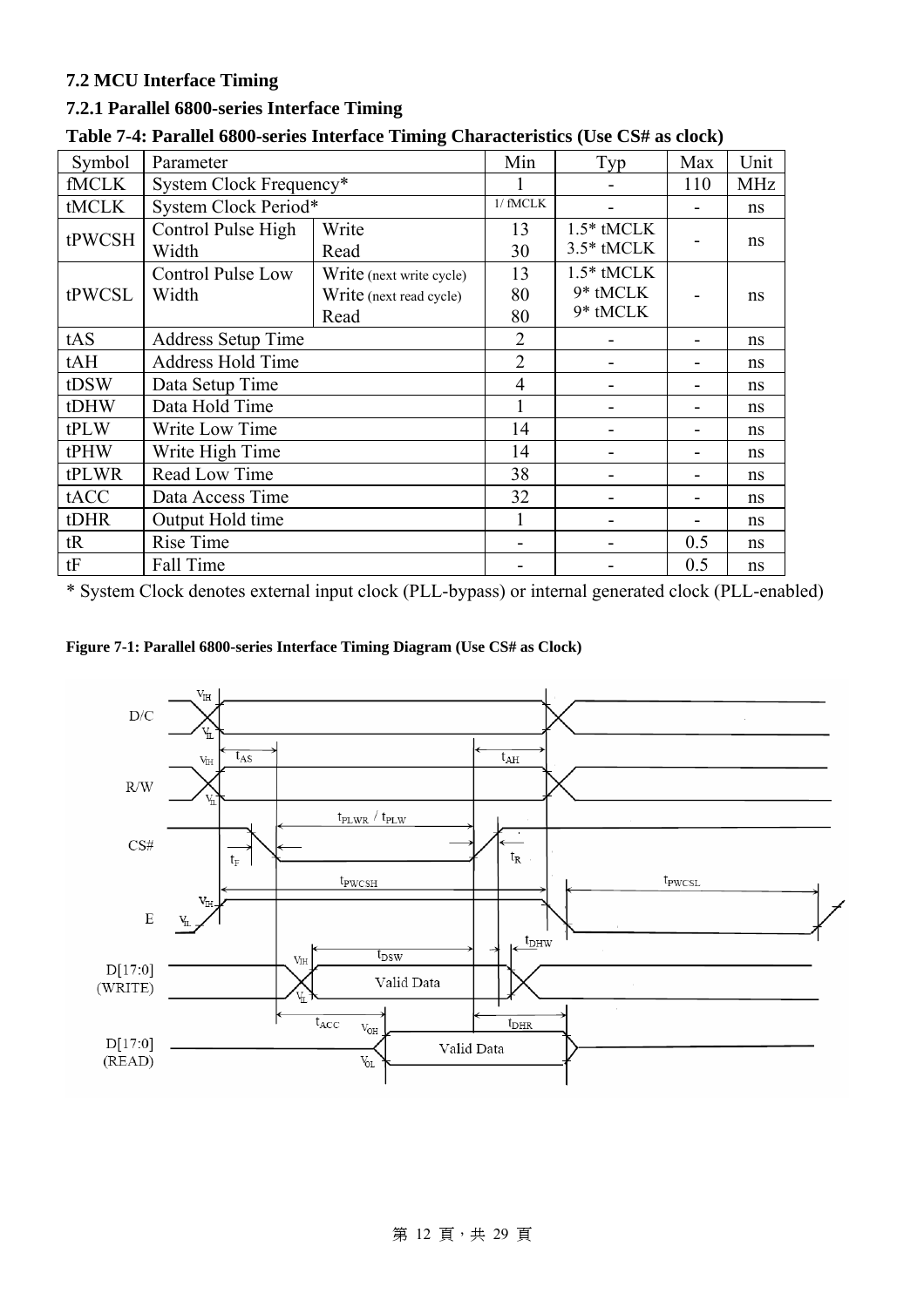### 7.2 MCU Interface Timing

#### 7.2.1 Parallel 6800-series Interface Timing

**Table 7-4: Parallel 6800-series Interface Timing Characteristics (Use CS# as clock)**

| Symbol | Parameter | | Min | Typ | Max | Unit |
|---|---|---|---|---|---|---|
| fMCLK | System Clock Frequency* | | 1 | - | 110 | MHz |
| tMCLK | System Clock Period* | | 1/ fMCLK | - | - | ns |
| tPWCSH | Control Pulse High Width | Write<br>Read | 13<br>30 | 1.5* tMCLK<br>3.5* tMCLK | - | ns |
| tPWCSL | Control Pulse Low Width | Write (next write cycle)<br>Write (next read cycle)<br>Read | 13<br>80<br>80 | 1.5* tMCLK<br>9* tMCLK<br>9* tMCLK | - | ns |
| tAS | Address Setup Time | | 2 | - | - | ns |
| tAH | Address Hold Time | | 2 | - | - | ns |
| tDSW | Data Setup Time | | 4 | - | - | ns |
| tDHW | Data Hold Time | | 1 | - | - | ns |
| tPLW | Write Low Time | | 14 | - | - | ns |
| tPHW | Write High Time | | 14 | - | - | ns |
| tPLWR | Read Low Time | | 38 | - | - | ns |
| tACC | Data Access Time | | 32 | - | - | ns |
| tDHR | Output Hold time | | 1 | - | - | ns |
| tR | Rise Time | | - | - | 0.5 | ns |
| tF | Fall Time | | - | - | 0.5 | ns |

* System Clock denotes external input clock (PLL-bypass) or internal generated clock (PLL-enabled)

**Figure 7-1: Parallel 6800-series Interface Timing Diagram (Use CS# as Clock)**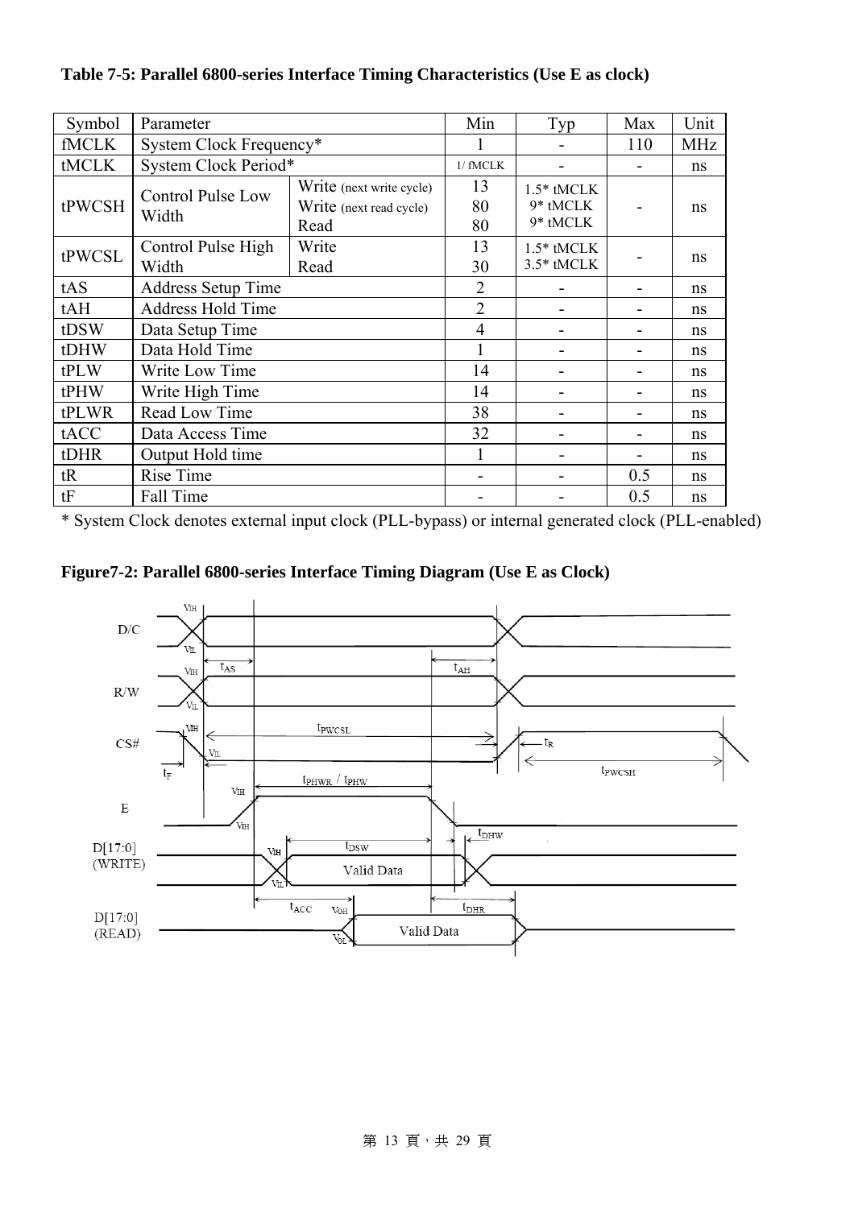**Table 7-5: Parallel 6800-series Interface Timing Characteristics (Use E as clock)**

| Symbol | Parameter | | Min | Typ | Max | Unit |
|---|---|---|---|---|---|---|
| fMCLK | System Clock Frequency* | | 1 | - | 110 | MHz |
| tMCLK | System Clock Period* | | 1/ fMCLK | - | - | ns |
| tPWCSH | Control Pulse Low Width | Write (next write cycle)<br>Write (next read cycle)<br>Read | 13<br>80<br>80 | 1.5* tMCLK<br>9* tMCLK<br>9* tMCLK | - | ns |
| tPWCSL | Control Pulse High Width | Write<br>Read | 13<br>30 | 1.5* tMCLK<br>3.5* tMCLK | - | ns |
| tAS | Address Setup Time | | 2 | - | - | ns |
| tAH | Address Hold Time | | 2 | - | - | ns |
| tDSW | Data Setup Time | | 4 | - | - | ns |
| tDHW | Data Hold Time | | 1 | - | - | ns |
| tPLW | Write Low Time | | 14 | - | - | ns |
| tPHW | Write High Time | | 14 | - | - | ns |
| tPLWR | Read Low Time | | 38 | - | - | ns |
| tACC | Data Access Time | | 32 | - | - | ns |
| tDHR | Output Hold time | | 1 | - | - | ns |
| tR | Rise Time | | - | - | 0.5 | ns |
| tF | Fall Time | | - | - | 0.5 | ns |

* System Clock denotes external input clock (PLL-bypass) or internal generated clock (PLL-enabled)

**Figure7-2: Parallel 6800-series Interface Timing Diagram (Use E as Clock)**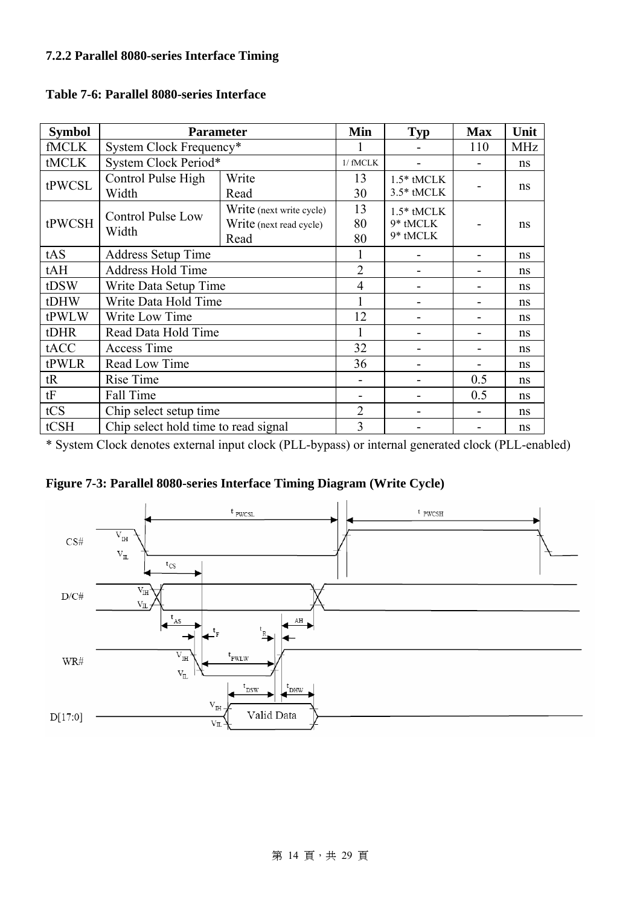#### 7.2.2 Parallel 8080-series Interface Timing

**Table 7-6: Parallel 8080-series Interface**

| Symbol | Parameter | | Min | Typ | Max | Unit |
|---|---|---|---|---|---|---|
| fMCLK | System Clock Frequency* | | 1 | - | 110 | MHz |
| tMCLK | System Clock Period* | | 1/ fMCLK | - | - | ns |
| tPWCSL | Control Pulse High Width | Write<br>Read | 13<br>30 | 1.5* tMCLK<br>3.5* tMCLK | - | ns |
| tPWCSH | Control Pulse Low Width | Write (next write cycle)<br>Write (next read cycle)<br>Read | 13<br>80<br>80 | 1.5* tMCLK<br>9* tMCLK<br>9* tMCLK | - | ns |
| tAS | Address Setup Time | | 1 | - | - | ns |
| tAH | Address Hold Time | | 2 | - | - | ns |
| tDSW | Write Data Setup Time | | 4 | - | - | ns |
| tDHW | Write Data Hold Time | | 1 | - | - | ns |
| tPWLW | Write Low Time | | 12 | - | - | ns |
| tDHR | Read Data Hold Time | | 1 | - | - | ns |
| tACC | Access Time | | 32 | - | - | ns |
| tPWLR | Read Low Time | | 36 | - | - | ns |
| tR | Rise Time | | - | - | 0.5 | ns |
| tF | Fall Time | | - | - | 0.5 | ns |
| tCS | Chip select setup time | | 2 | - | - | ns |
| tCSH | Chip select hold time to read signal | | 3 | - | - | ns |

* System Clock denotes external input clock (PLL-bypass) or internal generated clock (PLL-enabled)

**Figure 7-3: Parallel 8080-series Interface Timing Diagram (Write Cycle)**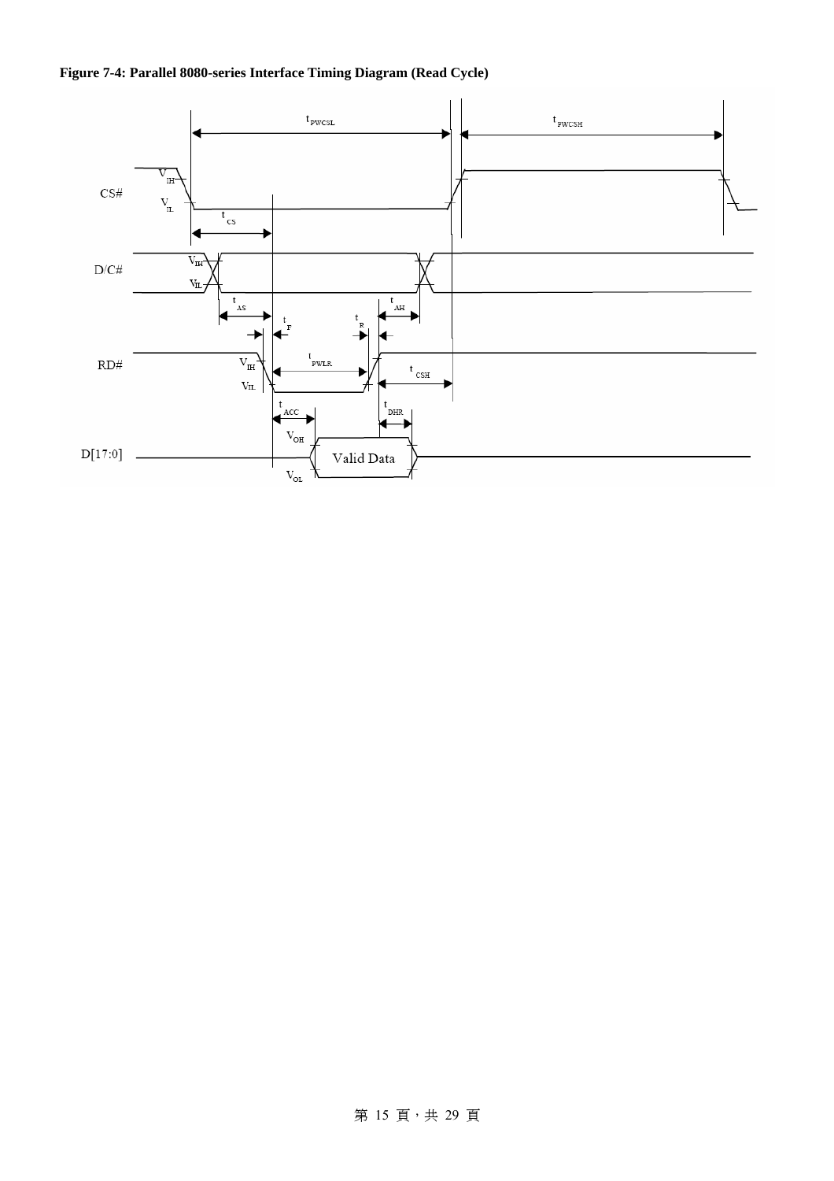**Figure 7-4: Parallel 8080-series Interface Timing Diagram (Read Cycle)**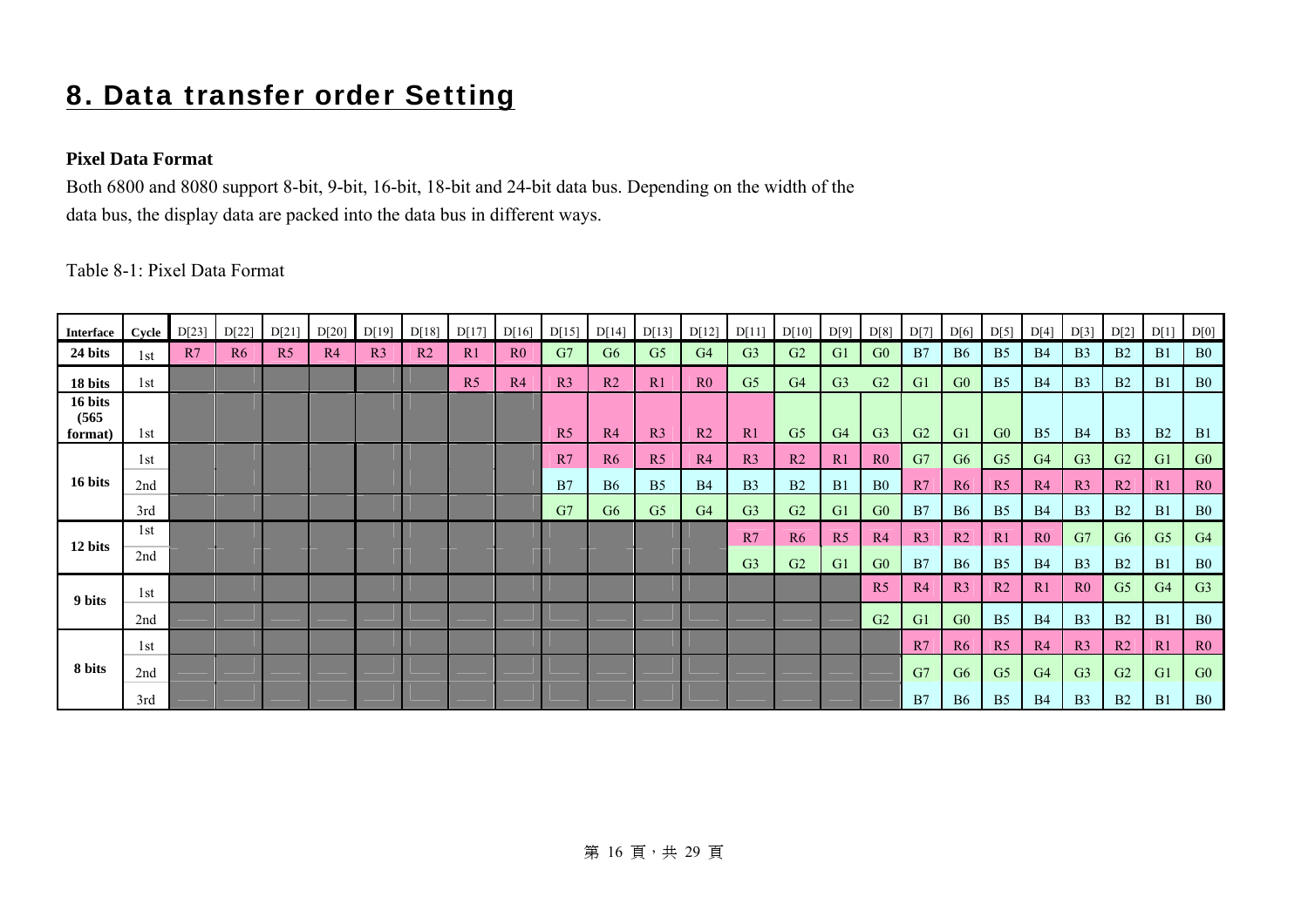# 8. Data transfer order Setting

**Pixel Data Format**

Both 6800 and 8080 support 8-bit, 9-bit, 16-bit, 18-bit and 24-bit data bus. Depending on the width of the data bus, the display data are packed into the data bus in different ways.

Table 8-1: Pixel Data Format

| Interface | Cycle | D[23] | D[22] | D[21] | D[20] | D[19] | D[18] | D[17] | D[16] | D[15] | D[14] | D[13] | D[12] | D[11] | D[10] | D[9] | D[8] | D[7] | D[6] | D[5] | D[4] | D[3] | D[2] | D[1] | D[0] |
|---|---|---|---|---|---|---|---|---|---|---|---|---|---|---|---|---|---|---|---|---|---|---|---|---|---|
| **24 bits** | 1st | R7 | R6 | R5 | R4 | R3 | R2 | R1 | R0 | G7 | G6 | G5 | G4 | G3 | G2 | G1 | G0 | B7 | B6 | B5 | B4 | B3 | B2 | B1 | B0 |
| **18 bits** | 1st | | | | | | | R5 | R4 | R3 | R2 | R1 | R0 | G5 | G4 | G3 | G2 | G1 | G0 | B5 | B4 | B3 | B2 | B1 | B0 |
| **16 bits (565 format)** | 1st | | | | | | | | | R5 | R4 | R3 | R2 | R1 | G5 | G4 | G3 | G2 | G1 | G0 | B5 | B4 | B3 | B2 | B1 |
| **16 bits** | 1st | | | | | | | | | R7 | R6 | R5 | R4 | R3 | R2 | R1 | R0 | G7 | G6 | G5 | G4 | G3 | G2 | G1 | G0 |
| | 2nd | | | | | | | | | B7 | B6 | B5 | B4 | B3 | B2 | B1 | B0 | R7 | R6 | R5 | R4 | R3 | R2 | R1 | R0 |
| | 3rd | | | | | | | | | G7 | G6 | G5 | G4 | G3 | G2 | G1 | G0 | B7 | B6 | B5 | B4 | B3 | B2 | B1 | B0 |
| **12 bits** | 1st | | | | | | | | | | | | | R7 | R6 | R5 | R4 | R3 | R2 | R1 | R0 | G7 | G6 | G5 | G4 |
| | 2nd | | | | | | | | | | | | | G3 | G2 | G1 | G0 | B7 | B6 | B5 | B4 | B3 | B2 | B1 | B0 |
| **9 bits** | 1st | | | | | | | | | | | | | | | | R5 | R4 | R3 | R2 | R1 | R0 | G5 | G4 | G3 |
| | 2nd | | | | | | | | | | | | | | | | G2 | G1 | G0 | B5 | B4 | B3 | B2 | B1 | B0 |
| **8 bits** | 1st | | | | | | | | | | | | | | | | | R7 | R6 | R5 | R4 | R3 | R2 | R1 | R0 |
| | 2nd | | | | | | | | | | | | | | | | | G7 | G6 | G5 | G4 | G3 | G2 | G1 | G0 |
| | 3rd | | | | | | | | | | | | | | | | | B7 | B6 | B5 | B4 | B3 | B2 | B1 | B0 |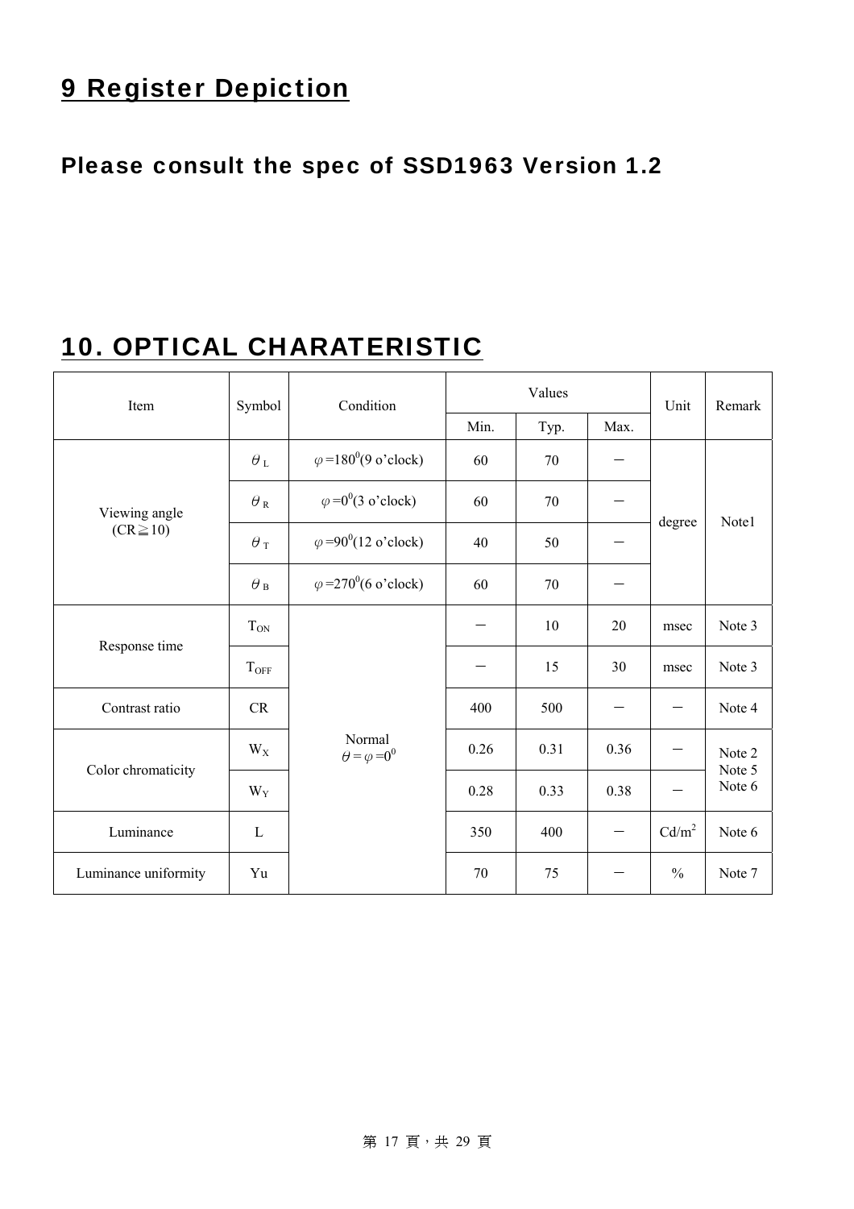# 9 Register Depiction

## Please consult the spec of SSD1963 Version 1.2

# 10. OPTICAL CHARATERISTIC

| Item | Symbol | Condition | Values | | | Unit | Remark |
|---|---|---|---|---|---|---|---|
| | | | Min. | Typ. | Max. | | |
| Viewing angle (CR≧10) | $\theta_L$ | $\varphi=180^0$(9 o'clock) | 60 | 70 | － | degree | Note1 |
| | $\theta_R$ | $\varphi=0^0$(3 o'clock) | 60 | 70 | － | | |
| | $\theta_T$ | $\varphi=90^0$(12 o'clock) | 40 | 50 | － | | |
| | $\theta_B$ | $\varphi=270^0$(6 o'clock) | 60 | 70 | － | | |
| Response time | $T_{ON}$ | Normal $\theta=\varphi=0^0$ | － | 10 | 20 | msec | Note 3 |
| | $T_{OFF}$ | | － | 15 | 30 | msec | Note 3 |
| Contrast ratio | CR | | 400 | 500 | － | － | Note 4 |
| Color chromaticity | $W_X$ | | 0.26 | 0.31 | 0.36 | － | Note 2 Note 5 Note 6 |
| | $W_Y$ | | 0.28 | 0.33 | 0.38 | － | |
| Luminance | L | | 350 | 400 | － | $Cd/m^2$ | Note 6 |
| Luminance uniformity | Yu | | 70 | 75 | － | % | Note 7 |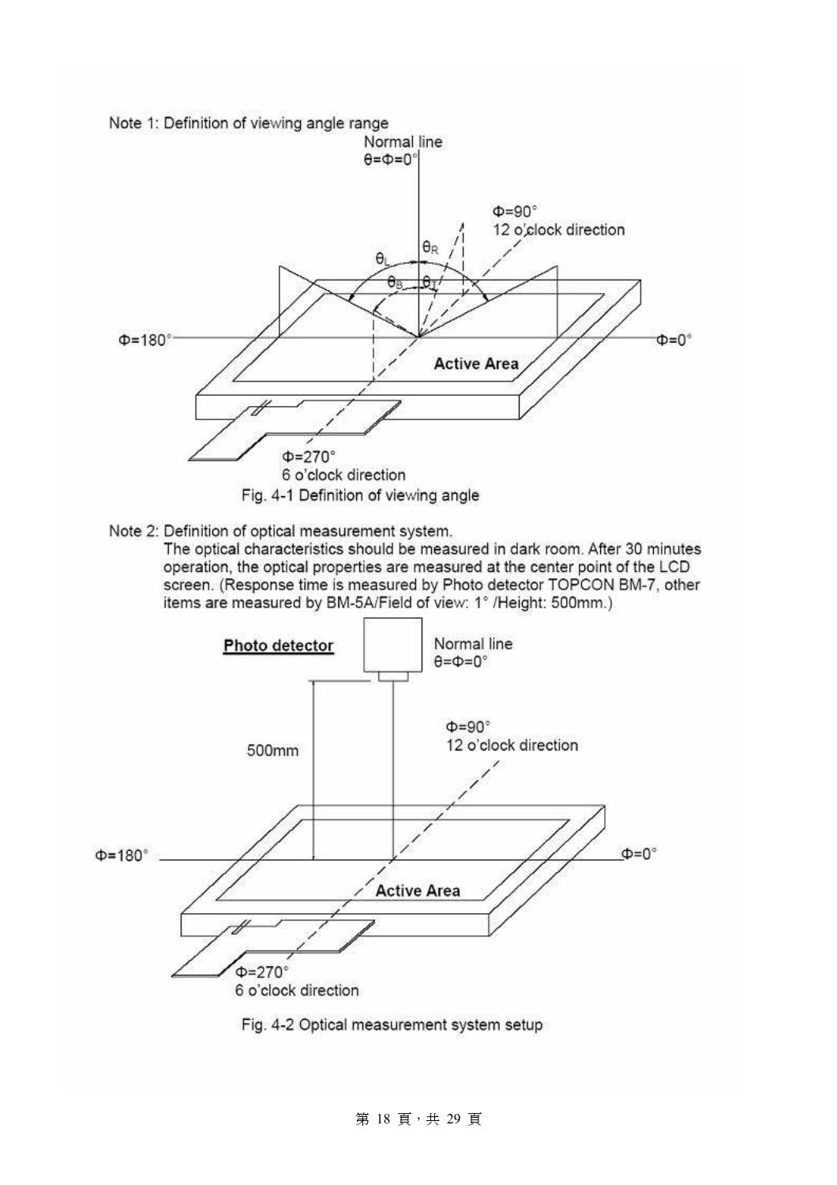Note 1: Definition of viewing angle range

Fig. 4-1 Definition of viewing angle

Note 2: Definition of optical measurement system.

The optical characteristics should be measured in dark room. After 30 minutes operation, the optical properties are measured at the center point of the LCD screen. (Response time is measured by Photo detector TOPCON BM-7, other items are measured by BM-5A/Field of view: 1° /Height: 500mm.)

Fig. 4-2 Optical measurement system setup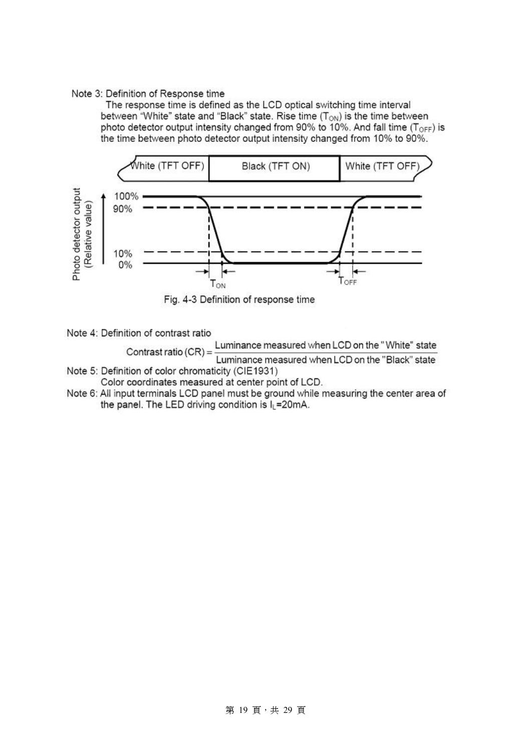Note 3: Definition of Response time

The response time is defined as the LCD optical switching time interval between "White" state and "Black" state. Rise time ($T_{ON}$) is the time between photo detector output intensity changed from 90% to 10%. And fall time ($T_{OFF}$) is the time between photo detector output intensity changed from 10% to 90%.

Fig. 4-3 Definition of response time

Note 4: Definition of contrast ratio

$$\text{Contrast ratio (CR)} = \frac{\text{Luminance measured when LCD on the "White" state}}{\text{Luminance measured when LCD on the "Black" state}}$$

Note 5: Definition of color chromaticity (CIE1931)

Color coordinates measured at center point of LCD.

Note 6: All input terminals LCD panel must be ground while measuring the center area of the panel. The LED driving condition is $I_L$=20mA.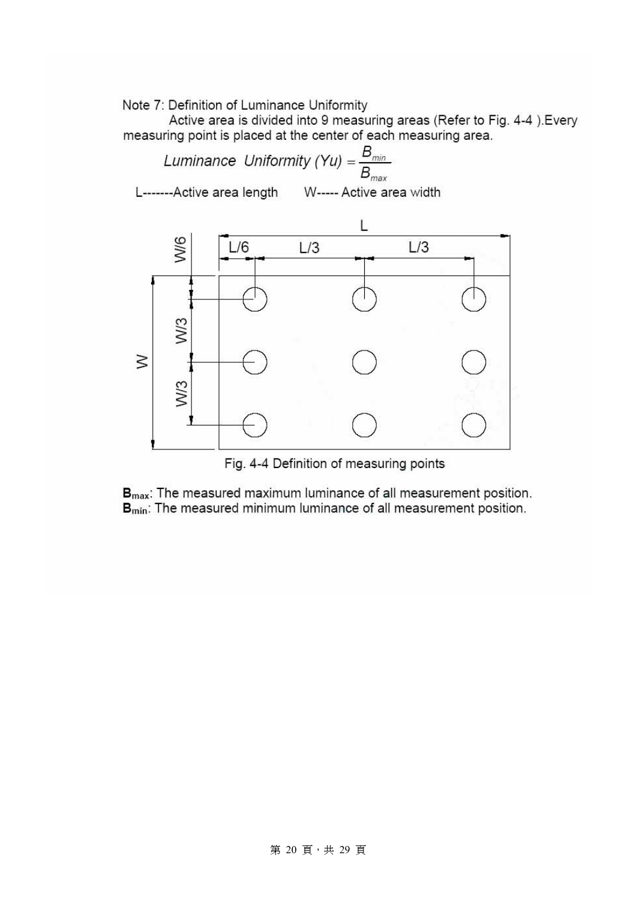Note 7: Definition of Luminance Uniformity

Active area is divided into 9 measuring areas (Refer to Fig. 4-4 ).Every measuring point is placed at the center of each measuring area.

$$Luminance\ \ Uniformity\ (Yu) = \frac{B_{min}}{B_{max}}$$

L-------Active area length W----- Active area width

Fig. 4-4 Definition of measuring points

**$B_{max}$**: The measured maximum luminance of all measurement position.
**$B_{min}$**: The measured minimum luminance of all measurement position.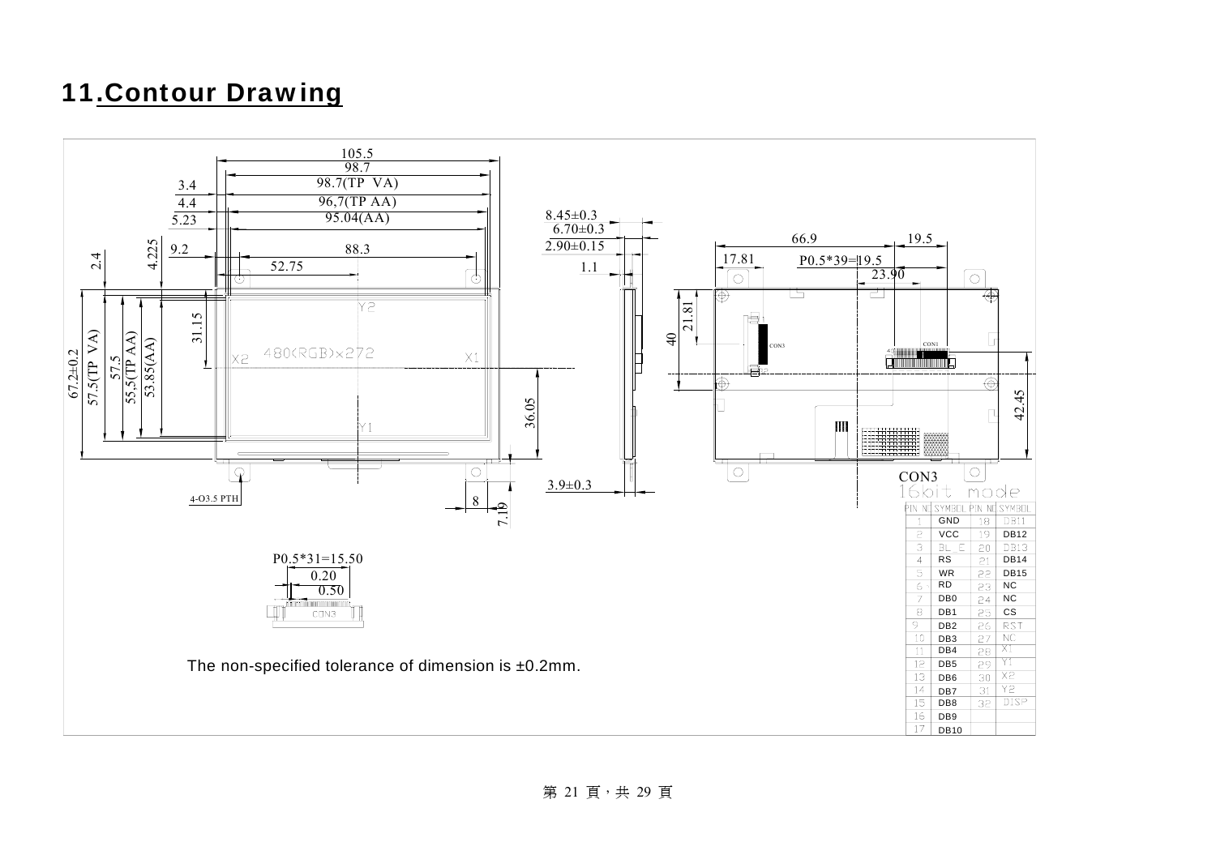## 11.Contour Drawing

CON3

16bit mode

| PIN NO | SYMBOL | PIN NO | SYMBOL |
|---|---|---|---|
| 1 | GND | 18 | DB11 |
| 2 | VCC | 19 | DB12 |
| 3 | BL_E | 20 | DB13 |
| 4 | RS | 21 | DB14 |
| 5 | WR | 22 | DB15 |
| 6 | RD | 23 | NC |
| 7 | DB0 | 24 | NC |
| 8 | DB1 | 25 | CS |
| 9 | DB2 | 26 | RST |
| 10 | DB3 | 27 | NC |
| 11 | DB4 | 28 | X1 |
| 12 | DB5 | 29 | Y1 |
| 13 | DB6 | 30 | X2 |
| 14 | DB7 | 31 | Y2 |
| 15 | DB8 | 32 | DISP |
| 16 | DB9 | | |
| 17 | DB10 | | |

The non-specified tolerance of dimension is ±0.2mm.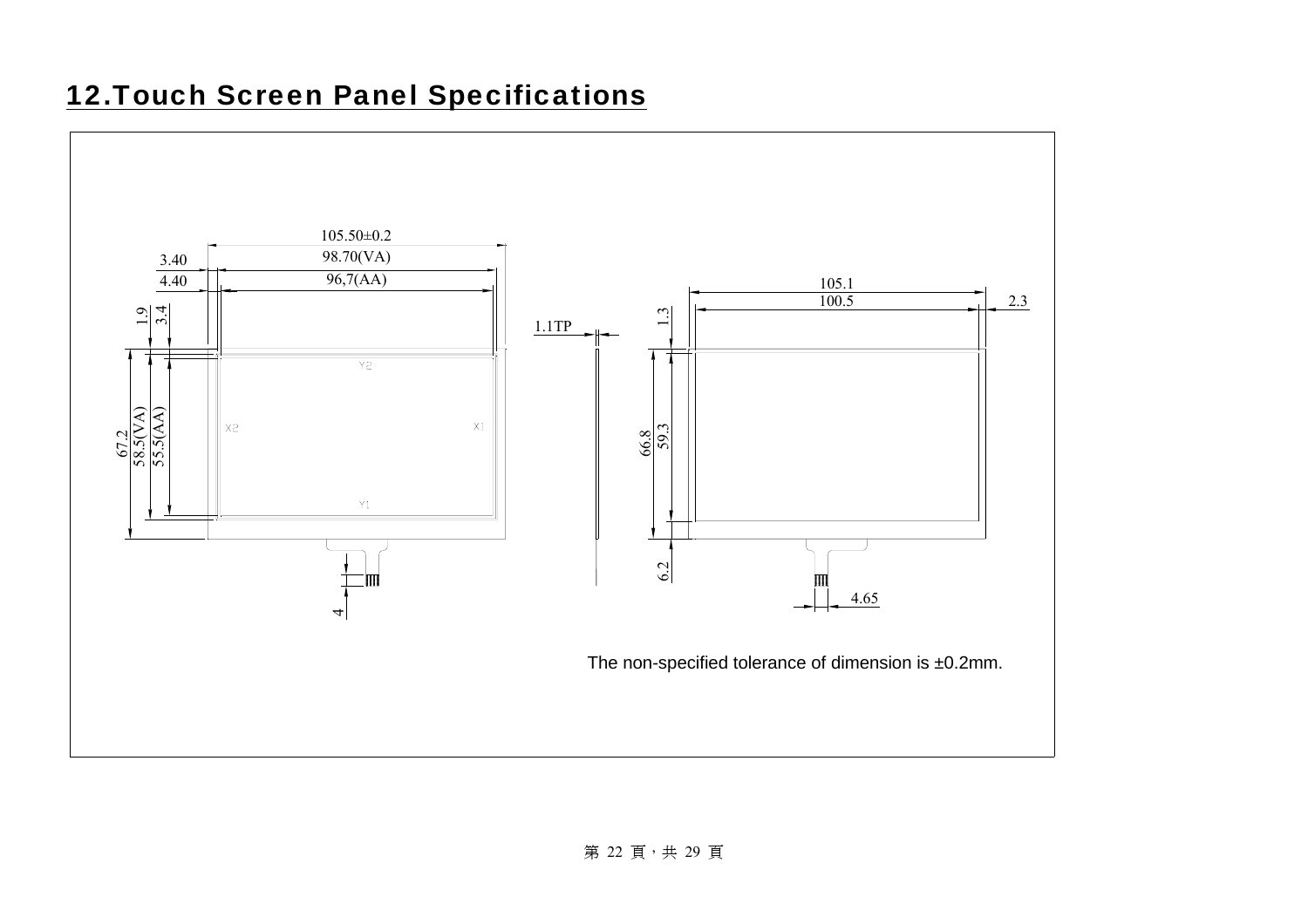# 12.Touch Screen Panel Specifications

105.50±0.2

3.40 98.70(VA)

4.40 96,7(AA)

1.9 3.4

67.2 58.5(VA) 55.5(AA)

Y2 X2 X1 Y1

4

1.1TP

105.1

100.5 2.3

1.3

66.8 59.3

6.2

4.65

The non-specified tolerance of dimension is ±0.2mm.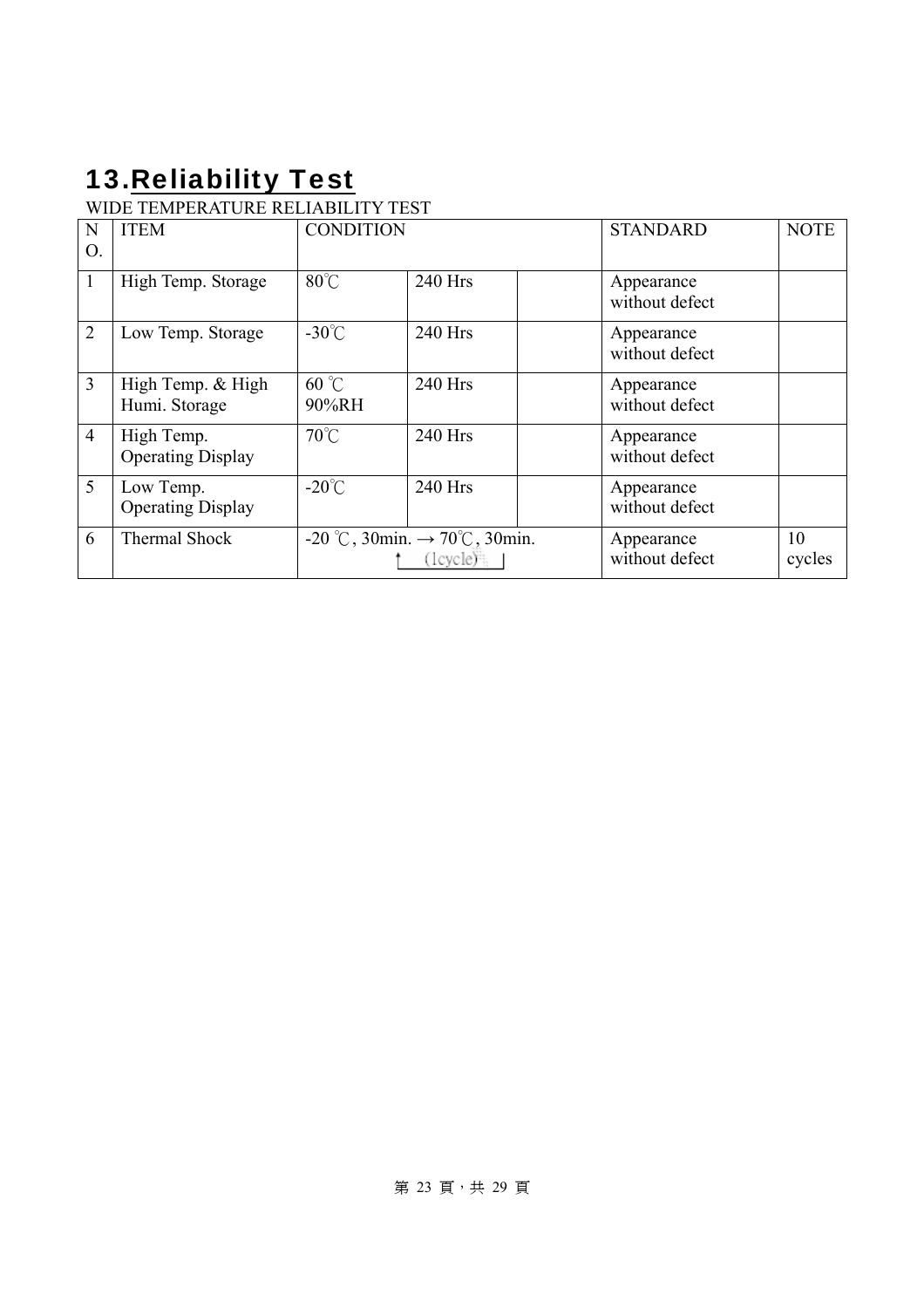# 13.Reliability Test

WIDE TEMPERATURE RELIABILITY TEST

| NO. | ITEM | CONDITION | | | STANDARD | NOTE |
|---|---|---|---|---|---|---|
| 1 | High Temp. Storage | 80℃ | 240 Hrs | | Appearance without defect | |
| 2 | Low Temp. Storage | -30℃ | 240 Hrs | | Appearance without defect | |
| 3 | High Temp. & High Humi. Storage | 60 ℃ 90%RH | 240 Hrs | | Appearance without defect | |
| 4 | High Temp. Operating Display | 70℃ | 240 Hrs | | Appearance without defect | |
| 5 | Low Temp. Operating Display | -20℃ | 240 Hrs | | Appearance without defect | |
| 6 | Thermal Shock | -20 ℃, 30min. → 70℃, 30min. (1cycle) | | | Appearance without defect | 10 cycles |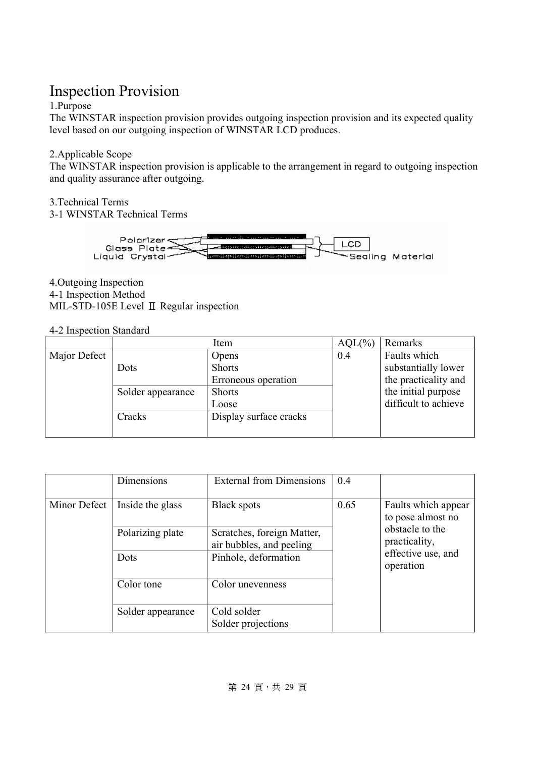# Inspection Provision

1.Purpose

The WINSTAR inspection provision provides outgoing inspection provision and its expected quality level based on our outgoing inspection of WINSTAR LCD produces.

2.Applicable Scope

The WINSTAR inspection provision is applicable to the arrangement in regard to outgoing inspection and quality assurance after outgoing.

3.Technical Terms

3-1 WINSTAR Technical Terms

Polarizer
Glass Plate
Liquid Crystal
LCD
Sealing Material

4.Outgoing Inspection

4-1 Inspection Method

MIL-STD-105E Level Ⅱ Regular inspection

4-2 Inspection Standard

| | Item | | AQL(%) | Remarks |
|---|---|---|---|---|
| Major Defect | Dots | Opens<br>Shorts<br>Erroneous operation | 0.4 | Faults which substantially lower the practicality and the initial purpose difficult to achieve |
| | Solder appearance | Shorts<br>Loose | | |
| | Cracks | Display surface cracks | | |
| | Dimensions | External from Dimensions | 0.4 | |
| Minor Defect | Inside the glass | Black spots | 0.65 | Faults which appear to pose almost no obstacle to the practicality, effective use, and operation |
| | Polarizing plate | Scratches, foreign Matter, air bubbles, and peeling | | |
| | Dots | Pinhole, deformation | | |
| | Color tone | Color unevenness | | |
| | Solder appearance | Cold solder<br>Solder projections | | |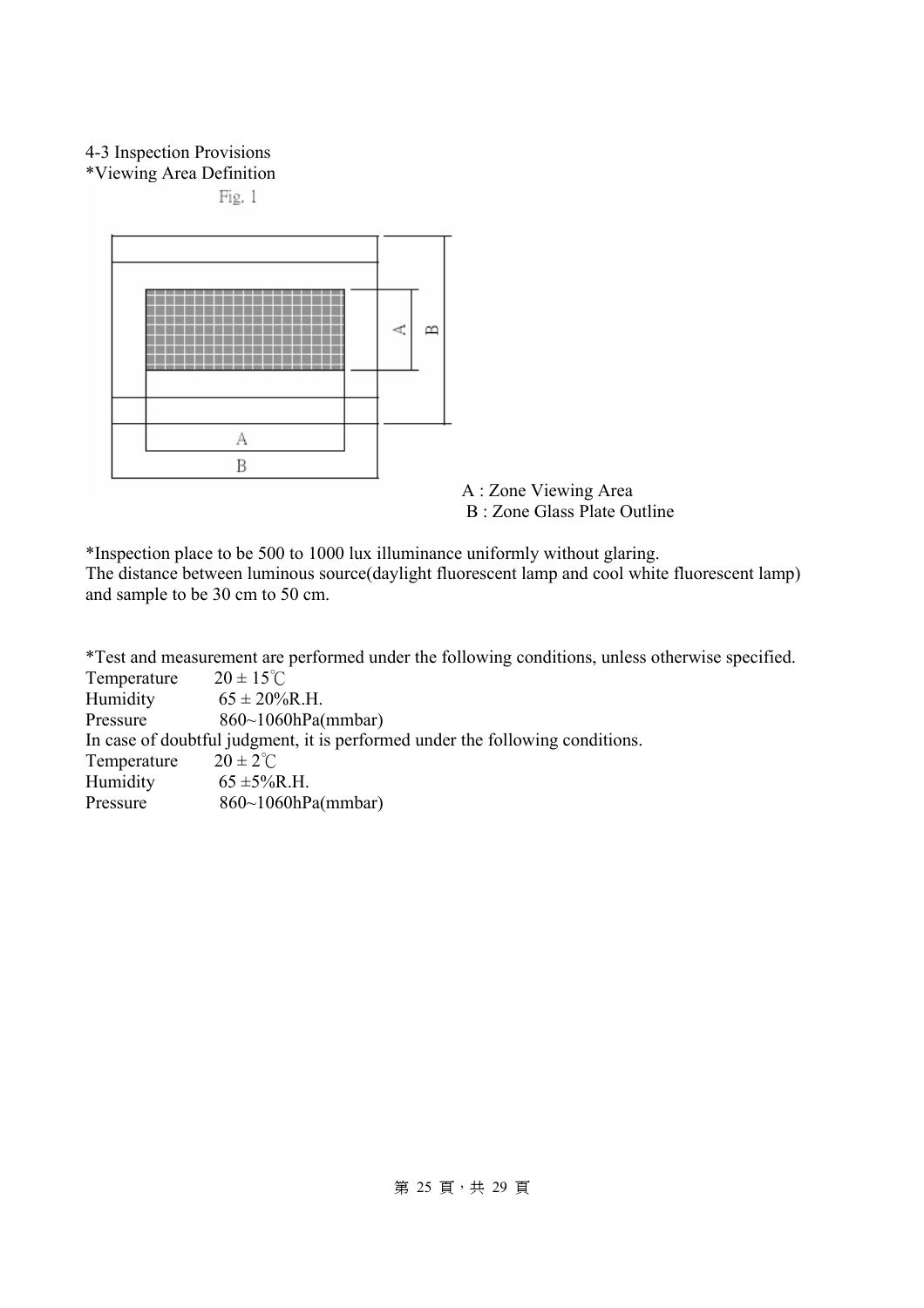4-3 Inspection Provisions

*Viewing Area Definition

Fig. 1

A : Zone Viewing Area

B : Zone Glass Plate Outline

*Inspection place to be 500 to 1000 lux illuminance uniformly without glaring.
The distance between luminous source(daylight fluorescent lamp and cool white fluorescent lamp) and sample to be 30 cm to 50 cm.

*Test and measurement are performed under the following conditions, unless otherwise specified.

Temperature 20 ± 15℃
Humidity 65 ± 20%R.H.
Pressure 860~1060hPa(mmbar)

In case of doubtful judgment, it is performed under the following conditions.

Temperature 20 ± 2℃
Humidity 65 ±5%R.H.
Pressure 860~1060hPa(mmbar)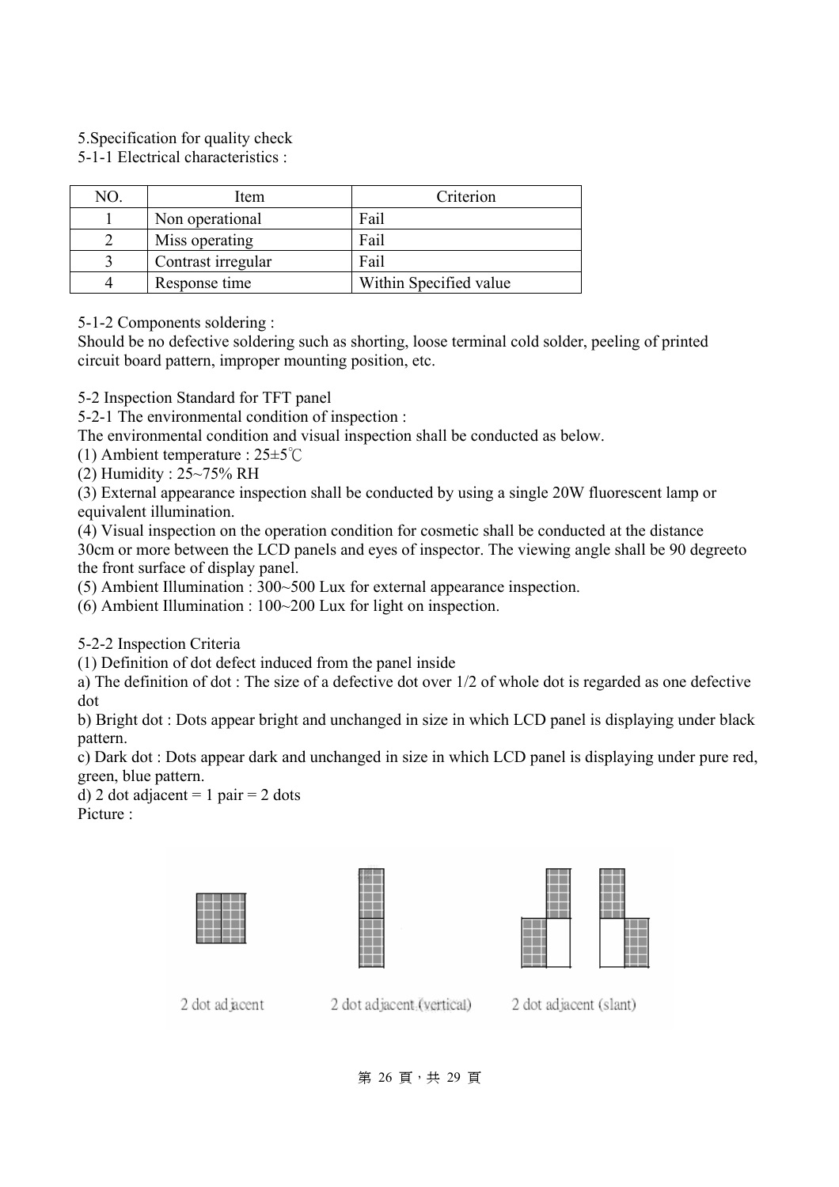5.Specification for quality check

5-1-1 Electrical characteristics :

| NO. | Item | Criterion |
| --- | --- | --- |
| 1 | Non operational | Fail |
| 2 | Miss operating | Fail |
| 3 | Contrast irregular | Fail |
| 4 | Response time | Within Specified value |

5-1-2 Components soldering :

Should be no defective soldering such as shorting, loose terminal cold solder, peeling of printed circuit board pattern, improper mounting position, etc.

5-2 Inspection Standard for TFT panel

5-2-1 The environmental condition of inspection :

The environmental condition and visual inspection shall be conducted as below.

(1) Ambient temperature : 25±5℃

(2) Humidity : 25~75% RH

(3) External appearance inspection shall be conducted by using a single 20W fluorescent lamp or equivalent illumination.

(4) Visual inspection on the operation condition for cosmetic shall be conducted at the distance 30cm or more between the LCD panels and eyes of inspector. The viewing angle shall be 90 degreeto the front surface of display panel.

(5) Ambient Illumination : 300~500 Lux for external appearance inspection.

(6) Ambient Illumination : 100~200 Lux for light on inspection.

5-2-2 Inspection Criteria

(1) Definition of dot defect induced from the panel inside

a) The definition of dot : The size of a defective dot over 1/2 of whole dot is regarded as one defective dot

b) Bright dot : Dots appear bright and unchanged in size in which LCD panel is displaying under black pattern.

c) Dark dot : Dots appear dark and unchanged in size in which LCD panel is displaying under pure red, green, blue pattern.

d) 2 dot adjacent = 1 pair = 2 dots

Picture :

2 dot adjacent     2 dot adjacent (vertical)     2 dot adjacent (slant)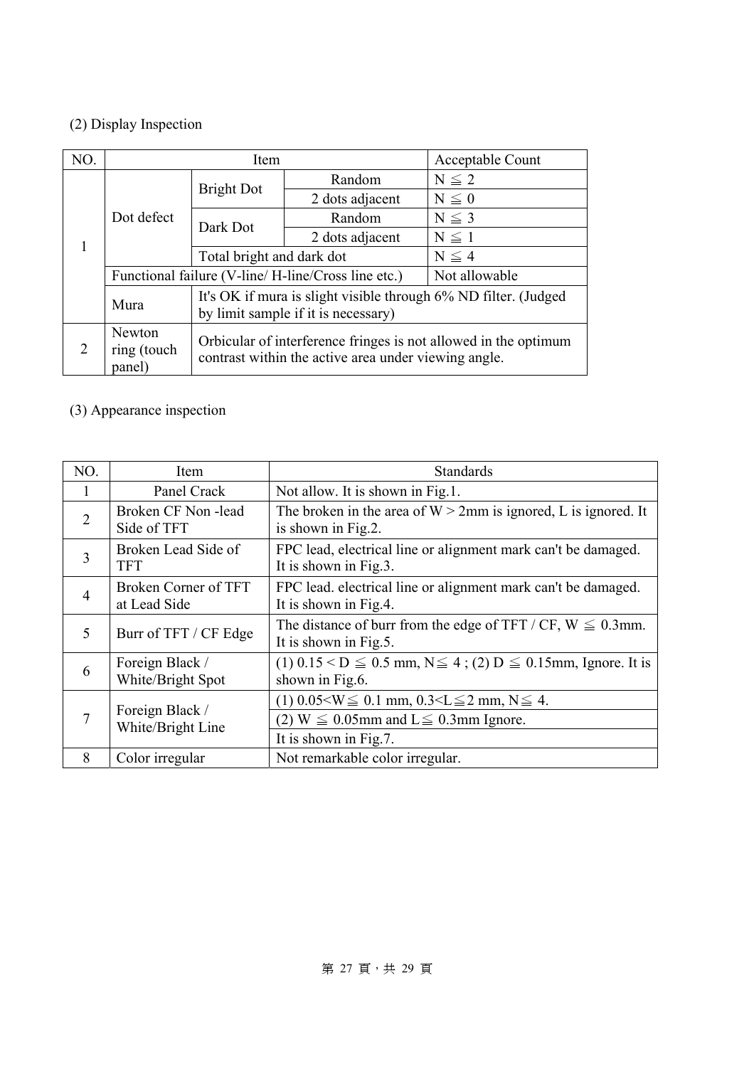(2) Display Inspection

| NO. | Item | | | Acceptable Count |
|---|---|---|---|---|
| 1 | Dot defect | Bright Dot | Random | N ≦ 2 |
| | | | 2 dots adjacent | N ≦ 0 |
| | | Dark Dot | Random | N ≦ 3 |
| | | | 2 dots adjacent | N ≦ 1 |
| | | Total bright and dark dot | | N ≦ 4 |
| | Functional failure (V-line/ H-line/Cross line etc.) | | | Not allowable |
| | Mura | It's OK if mura is slight visible through 6% ND filter. (Judged by limit sample if it is necessary) | | |
| 2 | Newton ring (touch panel) | Orbicular of interference fringes is not allowed in the optimum contrast within the active area under viewing angle. | | |

(3) Appearance inspection

| NO. | Item | Standards |
|---|---|---|
| 1 | Panel Crack | Not allow. It is shown in Fig.1. |
| 2 | Broken CF Non -lead Side of TFT | The broken in the area of W > 2mm is ignored, L is ignored. It is shown in Fig.2. |
| 3 | Broken Lead Side of TFT | FPC lead, electrical line or alignment mark can't be damaged. It is shown in Fig.3. |
| 4 | Broken Corner of TFT at Lead Side | FPC lead. electrical line or alignment mark can't be damaged. It is shown in Fig.4. |
| 5 | Burr of TFT / CF Edge | The distance of burr from the edge of TFT / CF, W ≦ 0.3mm. It is shown in Fig.5. |
| 6 | Foreign Black / White/Bright Spot | (1) 0.15 < D ≦ 0.5 mm, N≦ 4 ; (2) D ≦ 0.15mm, Ignore. It is shown in Fig.6. |
| 7 | Foreign Black / White/Bright Line | (1) 0.05<W≦ 0.1 mm, 0.3<L≦2 mm, N≦ 4. |
| | | (2) W ≦ 0.05mm and L≦ 0.3mm Ignore. |
| | | It is shown in Fig.7. |
| 8 | Color irregular | Not remarkable color irregular. |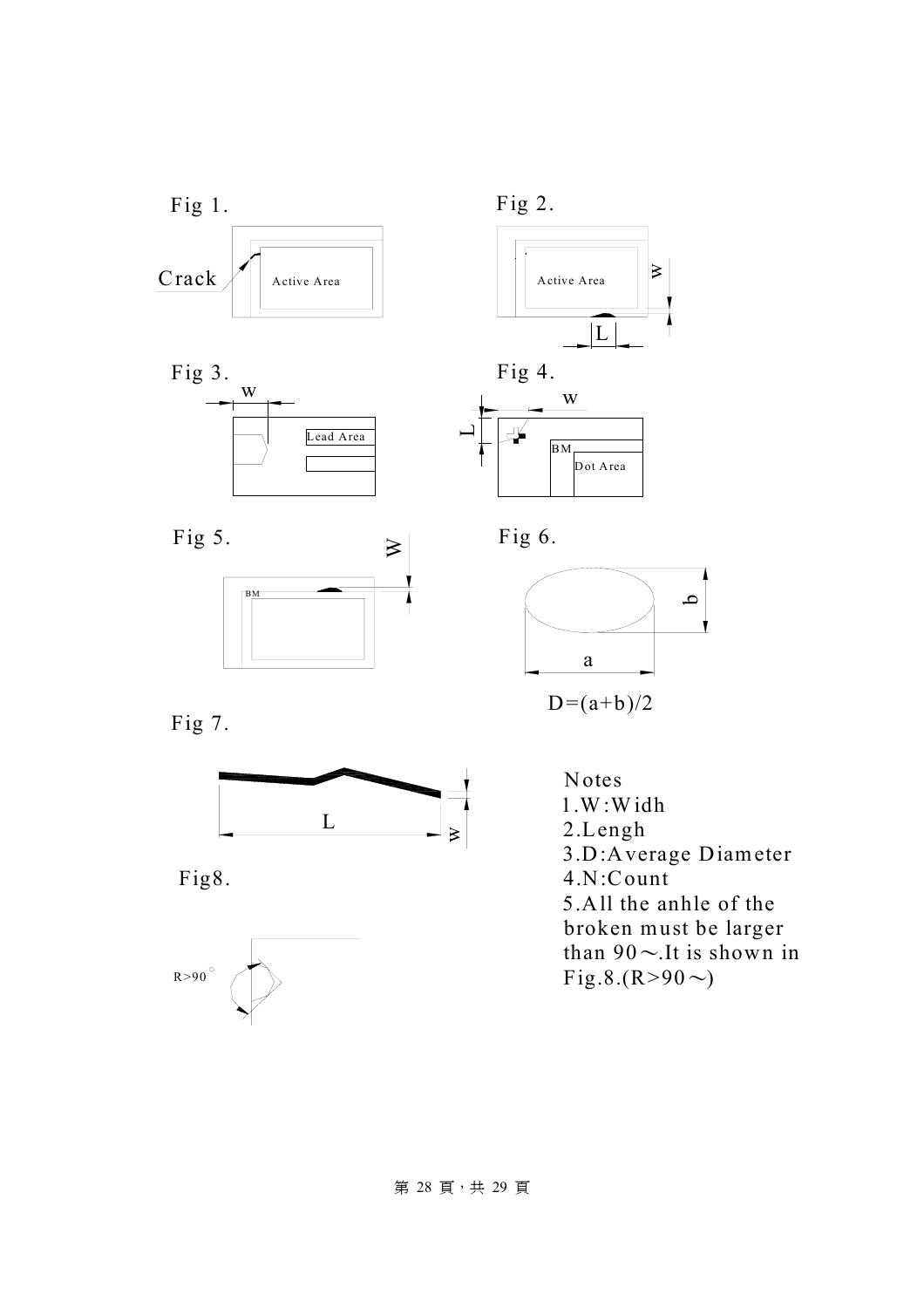Fig 1.

Crack

Active Area

Fig 2.

Active Area

W

L

Fig 3.

W

Lead Area

Fig 4.

W

L

BM

Dot Area

Fig 5.

W

BM

Fig 6.

b

a

$D=(a+b)/2$

Fig 7.

L

w

Fig8.

R>90°

Notes
1. W:Widh
2. Lengh
3. D:Average Diameter
4. N:Count
5. All the anhle of the broken must be larger than 90～.It is shown in Fig.8.(R>90～)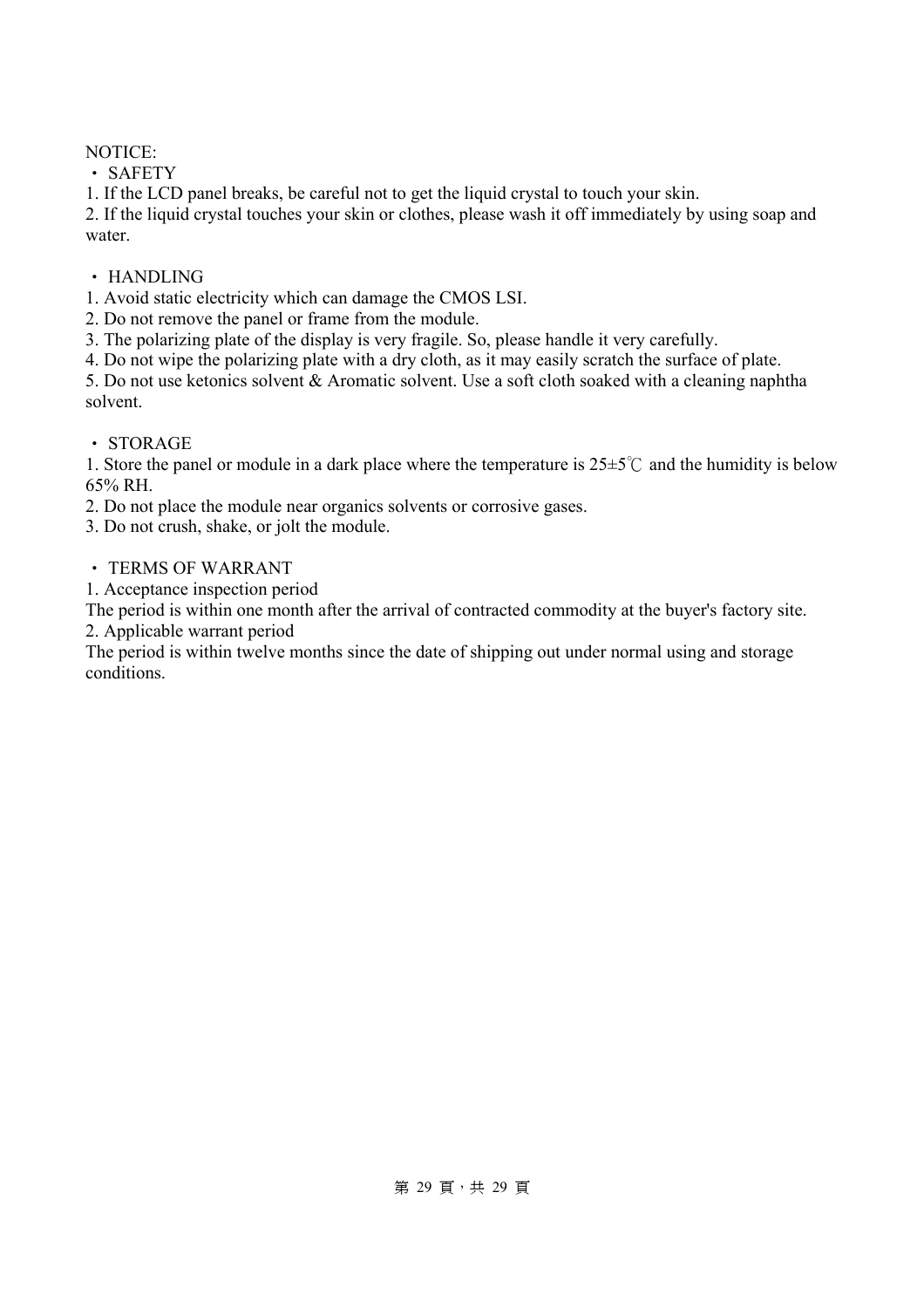NOTICE:

・ SAFETY

1. If the LCD panel breaks, be careful not to get the liquid crystal to touch your skin.
2. If the liquid crystal touches your skin or clothes, please wash it off immediately by using soap and water.

・ HANDLING

1. Avoid static electricity which can damage the CMOS LSI.
2. Do not remove the panel or frame from the module.
3. The polarizing plate of the display is very fragile. So, please handle it very carefully.
4. Do not wipe the polarizing plate with a dry cloth, as it may easily scratch the surface of plate.
5. Do not use ketonics solvent & Aromatic solvent. Use a soft cloth soaked with a cleaning naphtha solvent.

・ STORAGE

1. Store the panel or module in a dark place where the temperature is 25±5℃ and the humidity is below 65% RH.
2. Do not place the module near organics solvents or corrosive gases.
3. Do not crush, shake, or jolt the module.

・ TERMS OF WARRANT

1. Acceptance inspection period

The period is within one month after the arrival of contracted commodity at the buyer's factory site.

2. Applicable warrant period

The period is within twelve months since the date of shipping out under normal using and storage conditions.